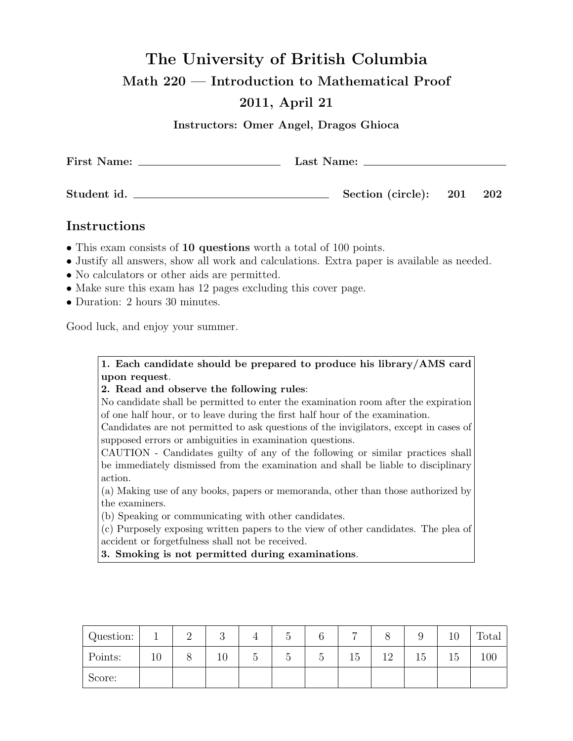# The University of British Columbia

## Math 220 — Introduction to Mathematical Proof

## 2011, April 21

**Instructors: Omer Angel, Dragos Ghioca**

**First Name:** \_\_\_\_\_\_\_\_\_\_\_\_\_\_\_\_\_\_\_\_\_\_\_\_ **Last Name:** \_\_\_\_\_\_\_\_\_\_\_\_\_\_\_\_\_\_\_\_\_\_\_\_

**Student id.** \_\_\_\_\_\_\_\_\_\_\_\_\_\_\_\_\_\_\_\_\_\_\_\_\_\_\_\_\_\_\_\_ **Section (circle): 201 202**

## Instructions

- This exam consists of **10 questions** worth a total of 100 points.
- Justify all answers, show all work and calculations. Extra paper is available as needed.
- No calculators or other aids are permitted.
- Make sure this exam has 12 pages excluding this cover page.
- Duration: 2 hours 30 minutes.

Good luck, and enjoy your summer.

**1. Each candidate should be prepared to produce his library/AMS card upon request.**

**2. Read and observe the following rules:**

No candidate shall be permitted to enter the examination room after the expiration of one half hour, or to leave during the first half hour of the examination.

Candidates are not permitted to ask questions of the invigilators, except in cases of supposed errors or ambiguities in examination questions.

CAUTION - Candidates guilty of any of the following or similar practices shall be immediately dismissed from the examination and shall be liable to disciplinary action.

(a) Making use of any books, papers or memoranda, other than those authorized by the examiners.

(b) Speaking or communicating with other candidates.

(c) Purposely exposing written papers to the view of other candidates. The plea of accident or forgetfulness shall not be received.

**3. Smoking is not permitted during examinations.**

| Question: | 1 | 2 | 3 | 4 | 5 | 6 | 7 | 8 | 9 | 10 | Total |
|---|---|---|---|---|---|---|---|---|---|---|---|
| Points: | 10 | 8 | 10 | 5 | 5 | 5 | 15 | 12 | 15 | 15 | 100 |
| Score: | | | | | | | | | | | |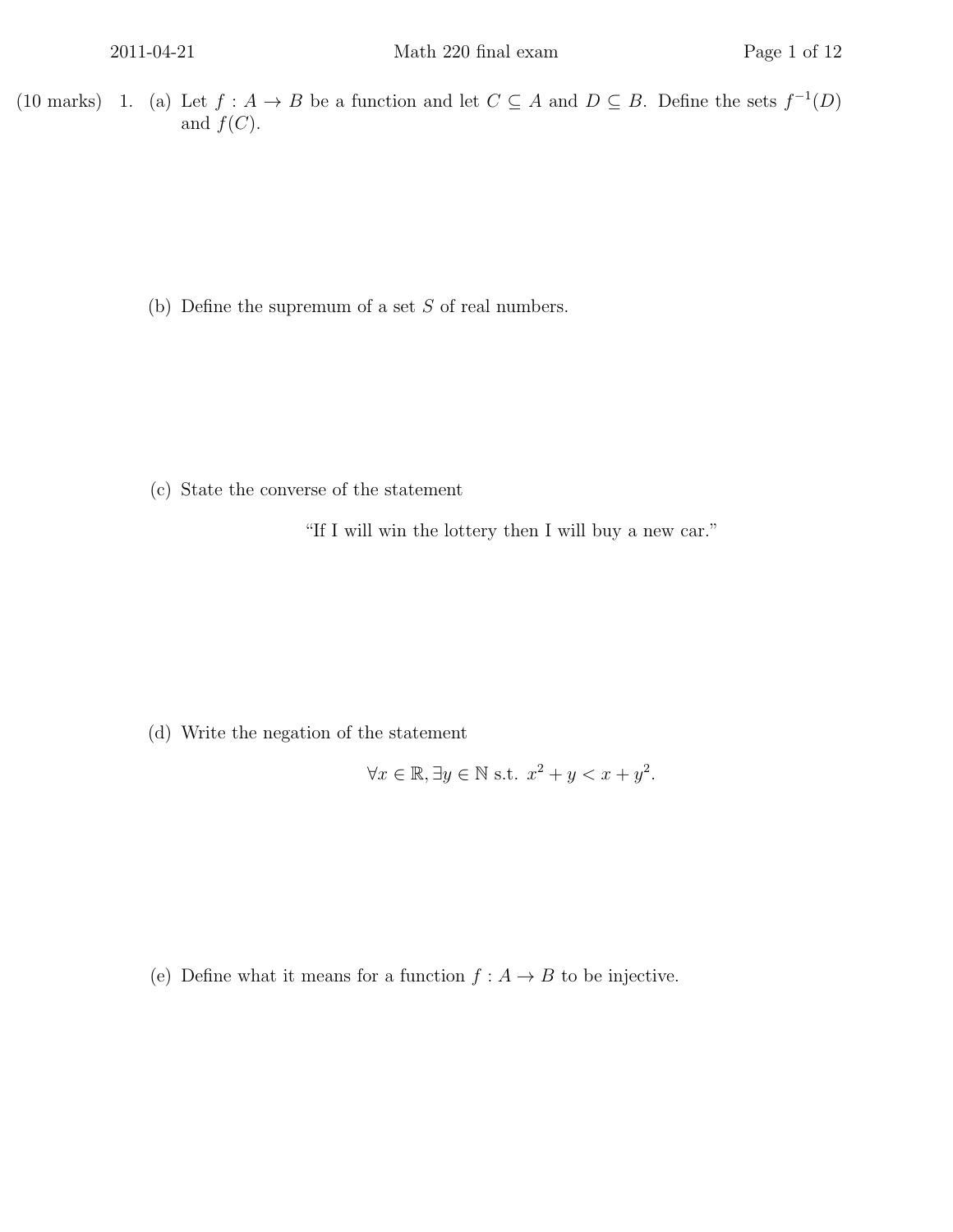(10 marks) 1. (a) Let $f : A \to B$ be a function and let $C \subseteq A$ and $D \subseteq B$. Define the sets $f^{-1}(D)$ and $f(C)$.

(b) Define the supremum of a set $S$ of real numbers.

(c) State the converse of the statement

"If I will win the lottery then I will buy a new car."

(d) Write the negation of the statement

$$\forall x \in \mathbb{R}, \exists y \in \mathbb{N} \text{ s.t. } x^2 + y < x + y^2.$$

(e) Define what it means for a function $f : A \to B$ to be injective.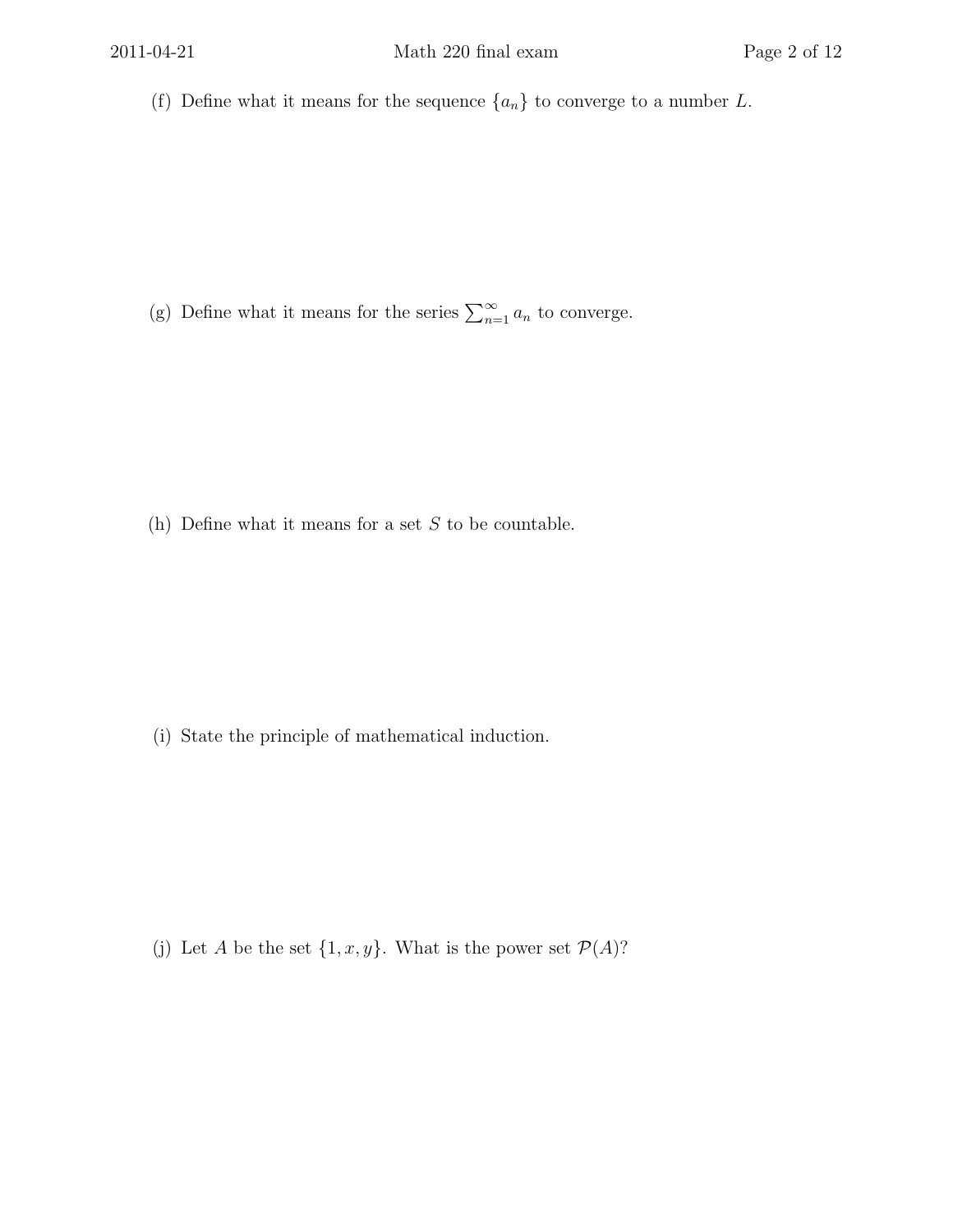(f) Define what it means for the sequence $\{a_n\}$ to converge to a number $L$.

(g) Define what it means for the series $\sum_{n=1}^{\infty} a_n$ to converge.

(h) Define what it means for a set $S$ to be countable.

(i) State the principle of mathematical induction.

(j) Let $A$ be the set $\{1, x, y\}$. What is the power set $\mathcal{P}(A)$?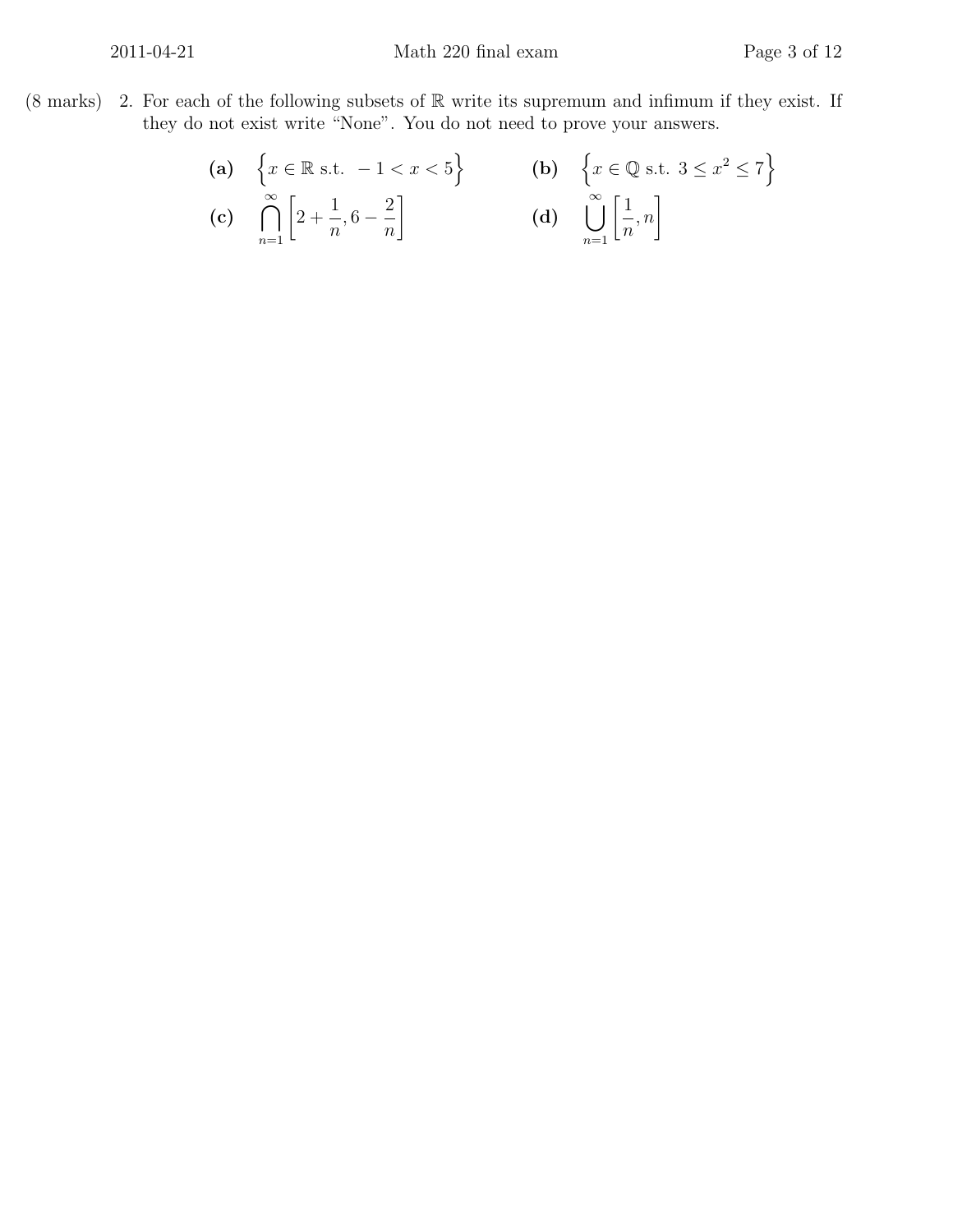(8 marks) 2. For each of the following subsets of $\mathbb{R}$ write its supremum and infimum if they exist. If they do not exist write "None". You do not need to prove your answers.

**(a)** $\left\{x \in \mathbb{R} \text{ s.t. } -1 < x < 5\right\}$

**(b)** $\left\{x \in \mathbb{Q} \text{ s.t. } 3 \leq x^2 \leq 7\right\}$

**(c)** $\displaystyle\bigcap_{n=1}^{\infty} \left[2 + \frac{1}{n}, 6 - \frac{2}{n}\right]$

**(d)** $\displaystyle\bigcup_{n=1}^{\infty} \left[\frac{1}{n}, n\right]$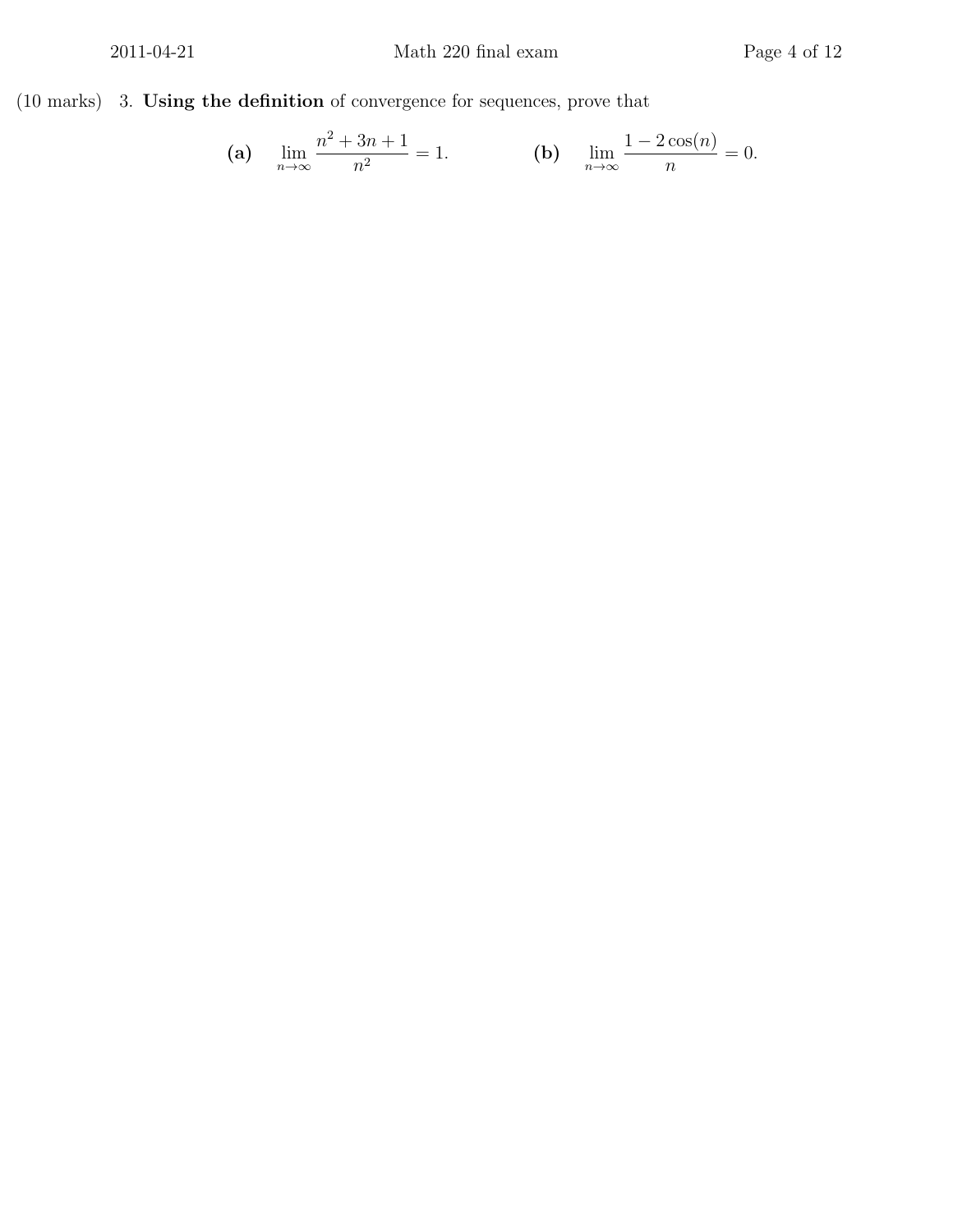(10 marks) 3. **Using the definition** of convergence for sequences, prove that

$$\textbf{(a)} \quad \lim_{n\to\infty} \frac{n^2+3n+1}{n^2} = 1. \qquad\qquad \textbf{(b)} \quad \lim_{n\to\infty} \frac{1-2\cos(n)}{n} = 0.$$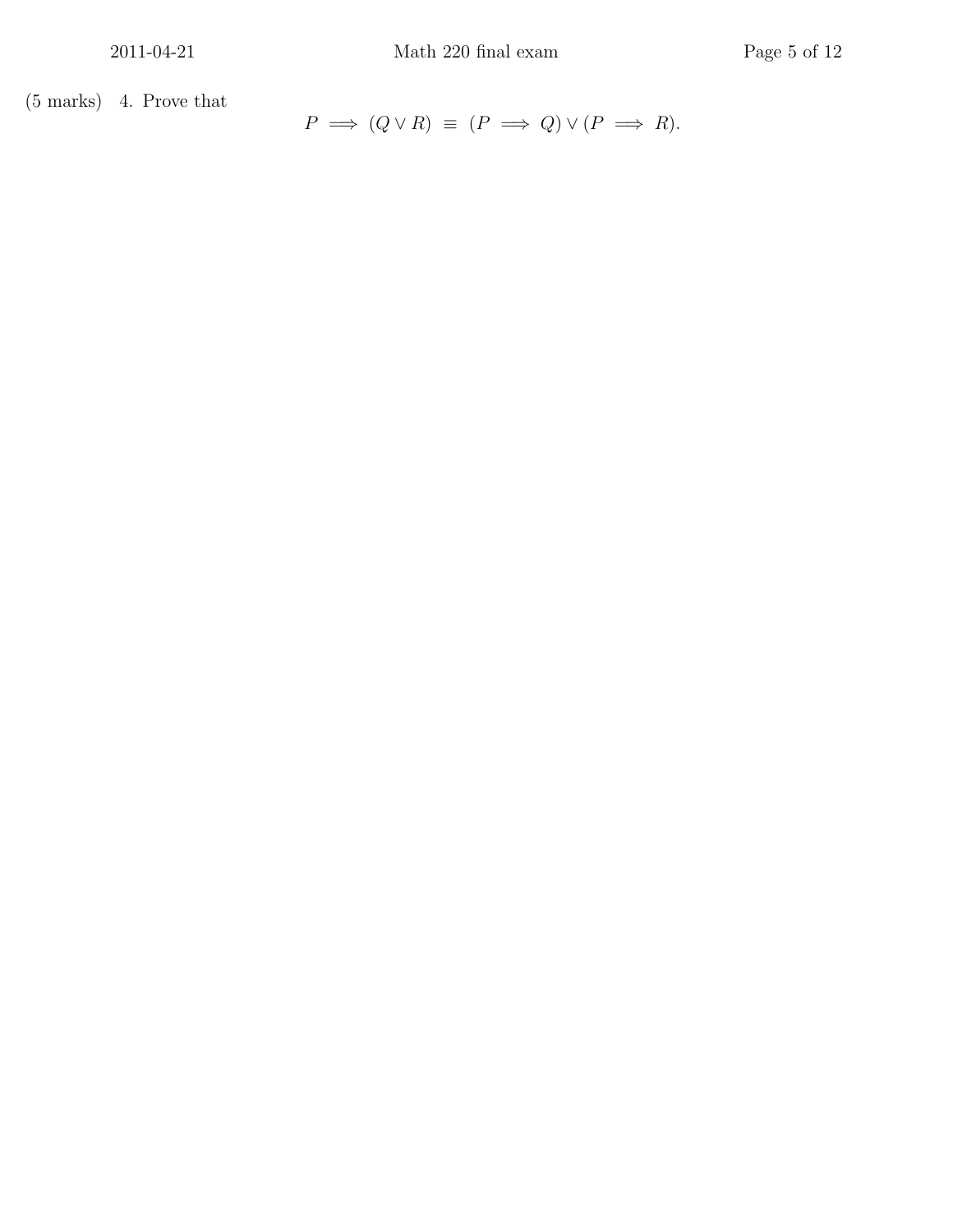(5 marks) 4. Prove that

$$P \implies (Q \vee R) \equiv (P \implies Q) \vee (P \implies R).$$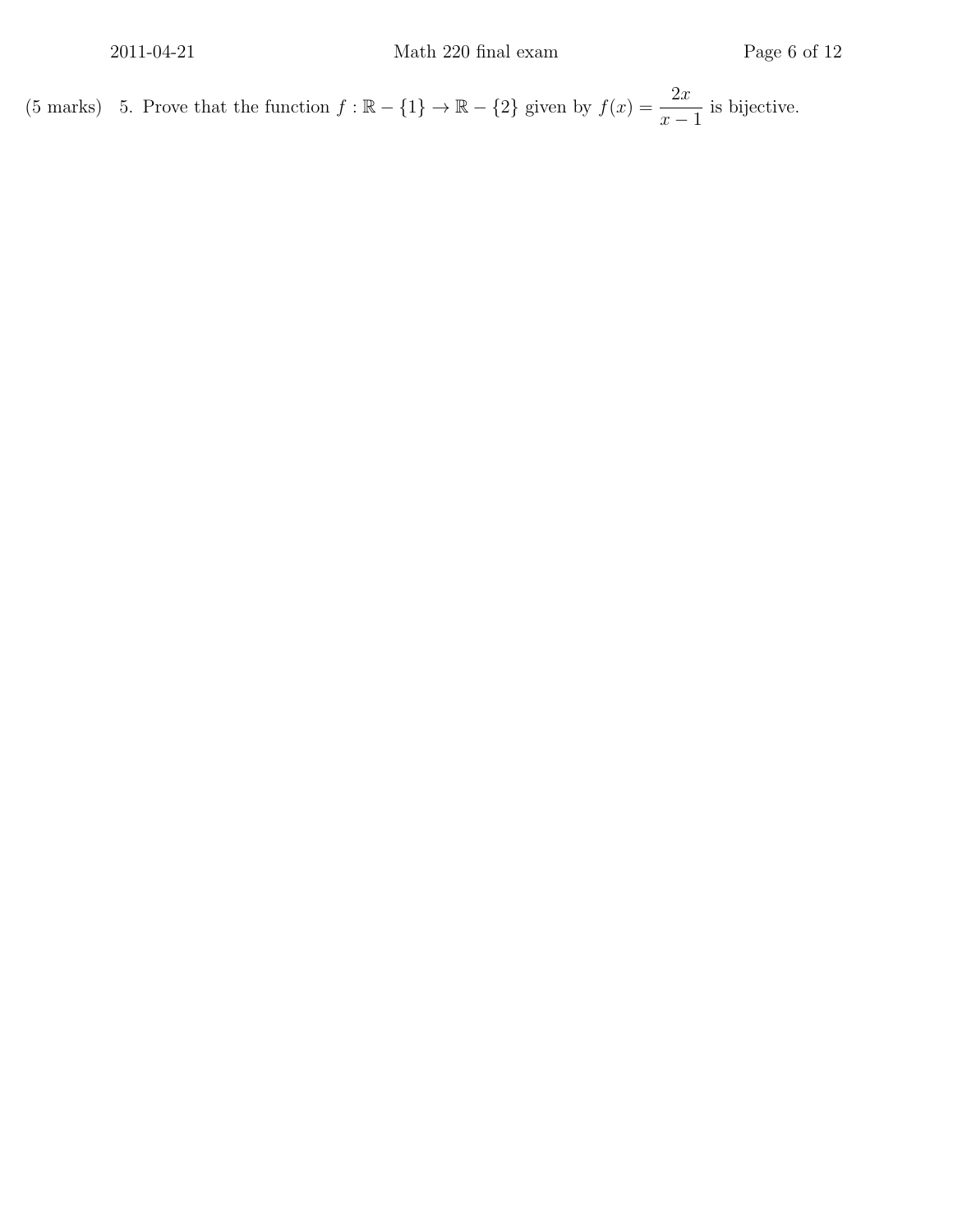(5 marks) 5. Prove that the function $f : \mathbb{R} - \{1\} \to \mathbb{R} - \{2\}$ given by $f(x) = \dfrac{2x}{x-1}$ is bijective.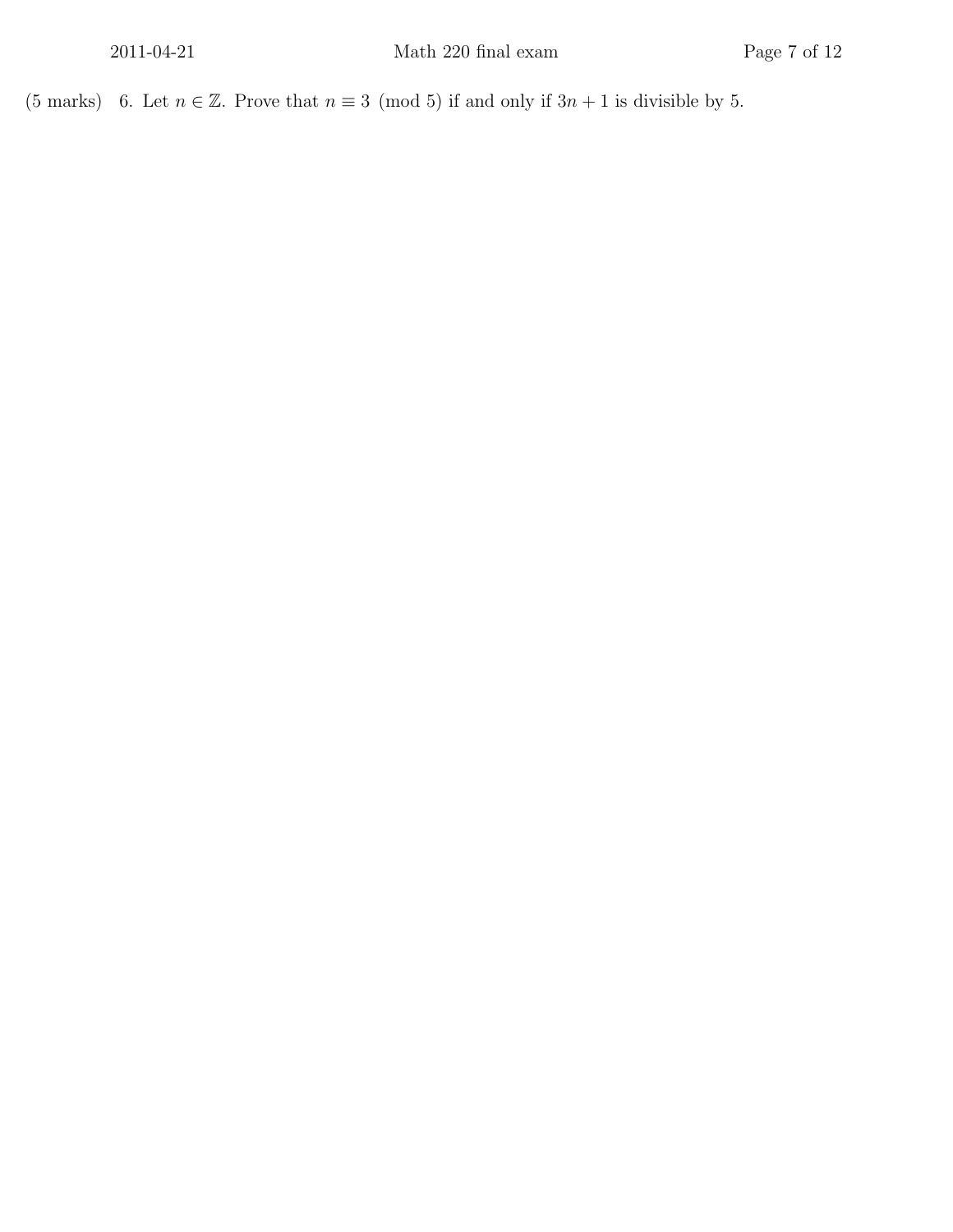(5 marks) 6. Let $n \in \mathbb{Z}$. Prove that $n \equiv 3 \pmod 5$ if and only if $3n + 1$ is divisible by 5.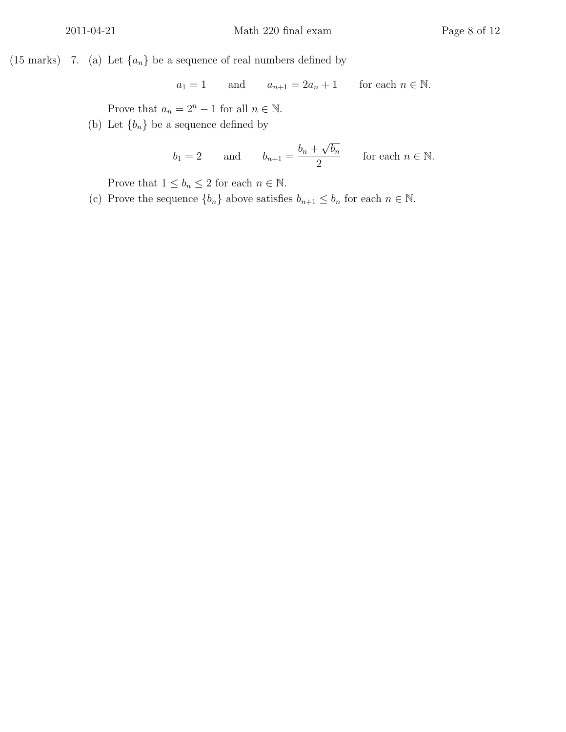(15 marks) 7. (a) Let $\{a_n\}$ be a sequence of real numbers defined by

$$a_1 = 1 \qquad \text{and} \qquad a_{n+1} = 2a_n + 1 \qquad \text{for each } n \in \mathbb{N}.$$

Prove that $a_n = 2^n - 1$ for all $n \in \mathbb{N}$.

(b) Let $\{b_n\}$ be a sequence defined by

$$b_1 = 2 \qquad \text{and} \qquad b_{n+1} = \frac{b_n + \sqrt{b_n}}{2} \qquad \text{for each } n \in \mathbb{N}.$$

Prove that $1 \leq b_n \leq 2$ for each $n \in \mathbb{N}$.

(c) Prove the sequence $\{b_n\}$ above satisfies $b_{n+1} \leq b_n$ for each $n \in \mathbb{N}$.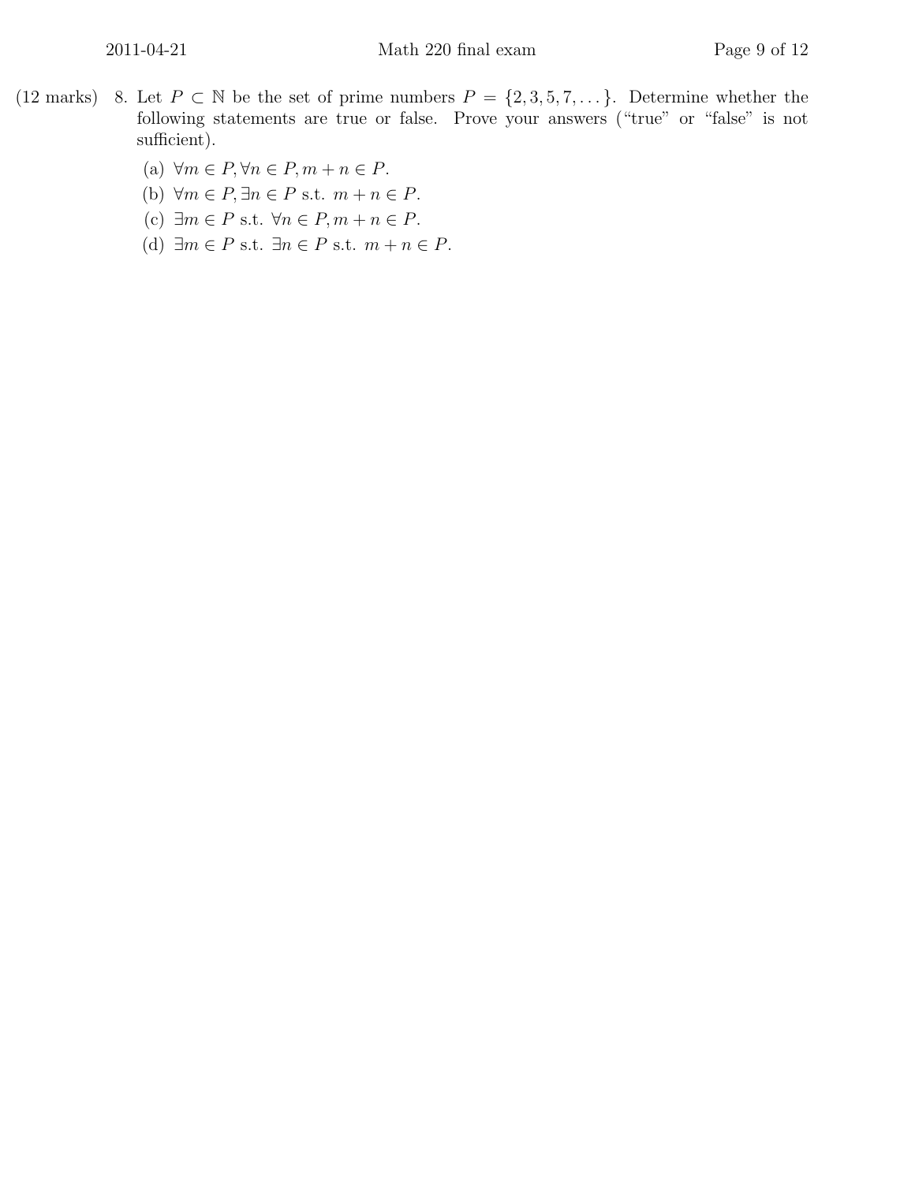(12 marks) 8. Let $P \subset \mathbb{N}$ be the set of prime numbers $P = \{2, 3, 5, 7, \dots\}$. Determine whether the following statements are true or false. Prove your answers ("true" or "false" is not sufficient).

(a) $\forall m \in P, \forall n \in P, m + n \in P$.

(b) $\forall m \in P, \exists n \in P$ s.t. $m + n \in P$.

(c) $\exists m \in P$ s.t. $\forall n \in P, m + n \in P$.

(d) $\exists m \in P$ s.t. $\exists n \in P$ s.t. $m + n \in P$.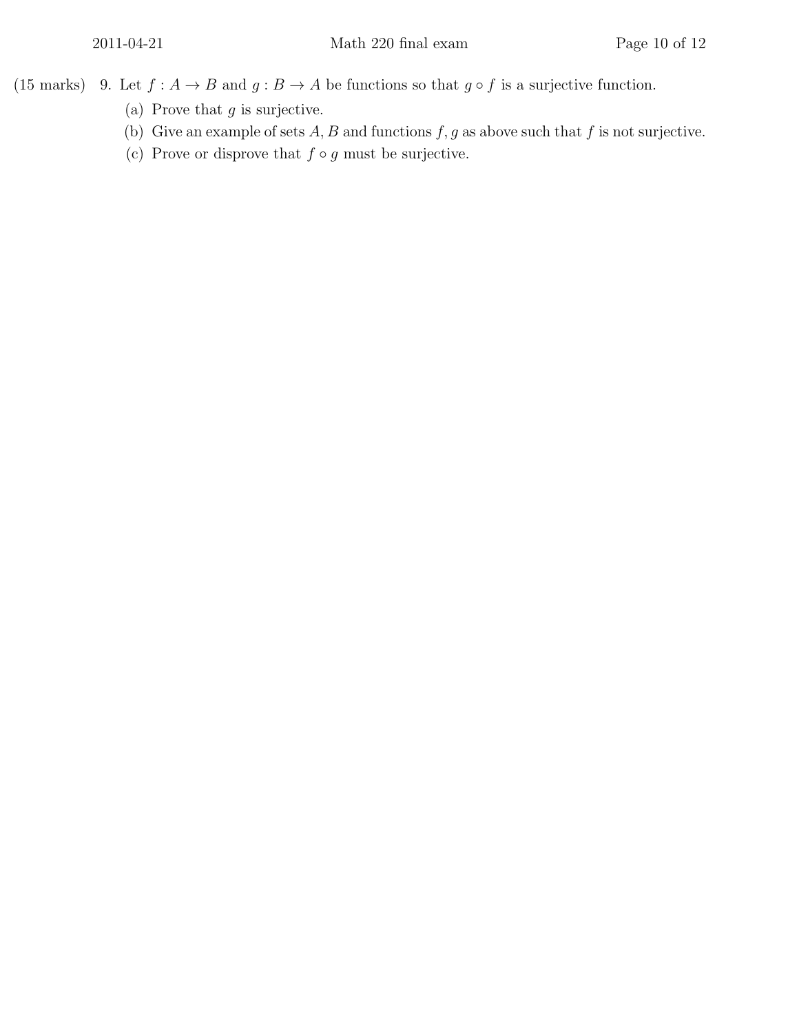(15 marks) 9. Let $f : A \to B$ and $g : B \to A$ be functions so that $g \circ f$ is a surjective function.

(a) Prove that $g$ is surjective.

(b) Give an example of sets $A, B$ and functions $f, g$ as above such that $f$ is not surjective.

(c) Prove or disprove that $f \circ g$ must be surjective.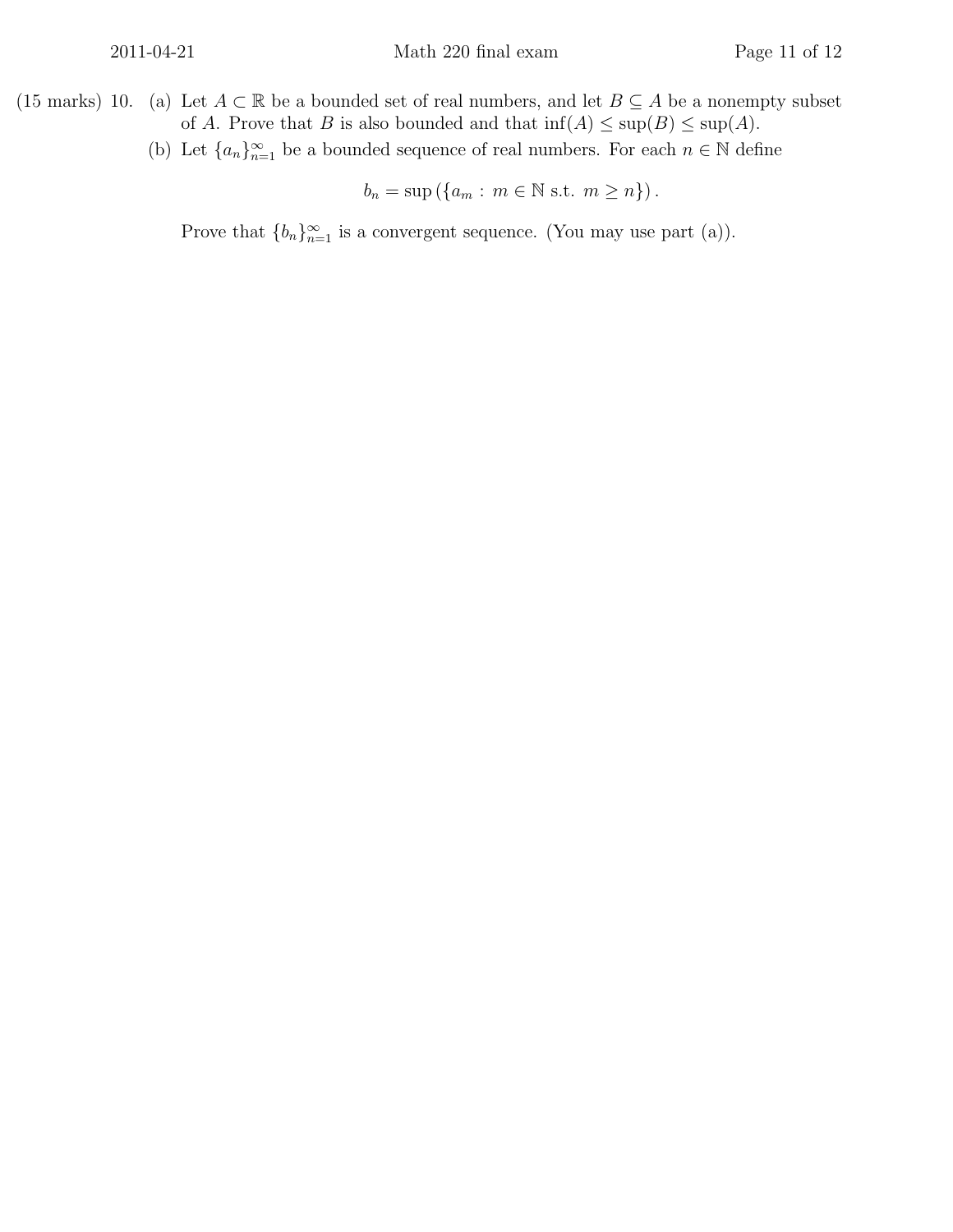(15 marks) 10. (a) Let $A \subset \mathbb{R}$ be a bounded set of real numbers, and let $B \subseteq A$ be a nonempty subset of $A$. Prove that $B$ is also bounded and that $\inf(A) \leq \sup(B) \leq \sup(A)$.

(b) Let $\{a_n\}_{n=1}^{\infty}$ be a bounded sequence of real numbers. For each $n \in \mathbb{N}$ define

$$b_n = \sup\left(\{a_m : m \in \mathbb{N} \text{ s.t. } m \geq n\}\right).$$

Prove that $\{b_n\}_{n=1}^{\infty}$ is a convergent sequence. (You may use part (a)).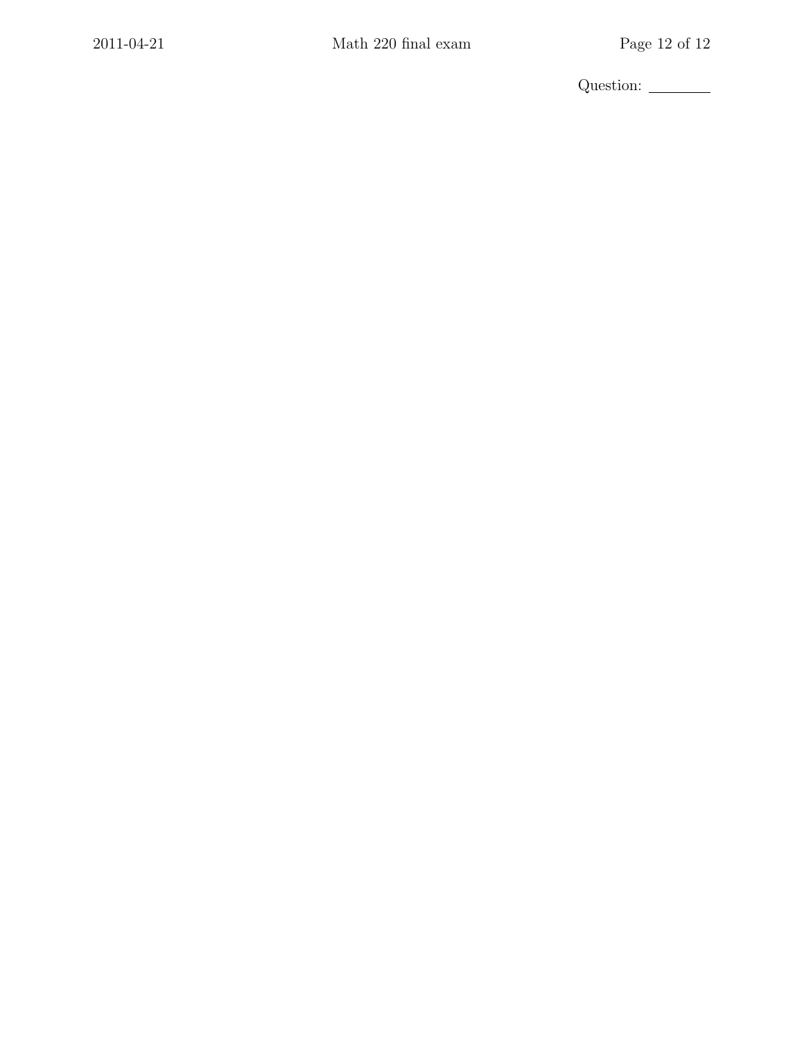Question: ________